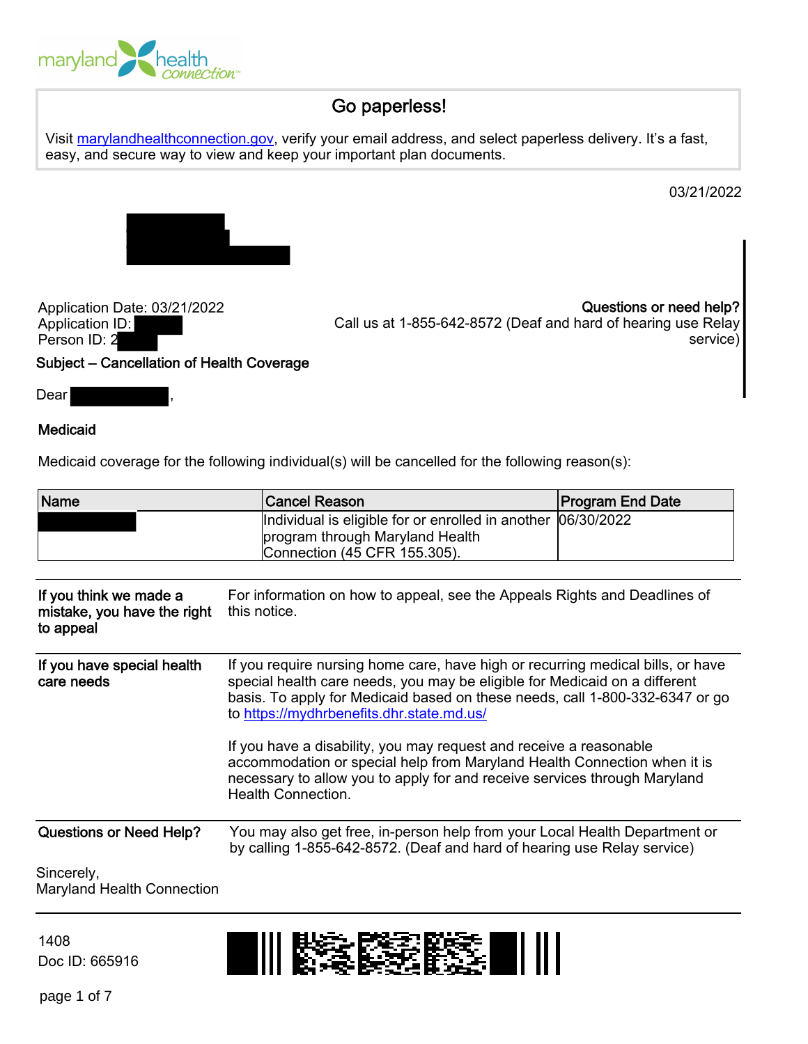maryland health connection

## Go paperless!

Visit marylandhealthconnection.gov, verify your email address, and select paperless delivery. It's a fast, easy, and secure way to view and keep your important plan documents.

03/21/2022

Application Date: 03/21/2022
Application ID:
Person ID: 2

**Questions or need help?**
Call us at 1-855-642-8572 (Deaf and hard of hearing use Relay service)

**Subject – Cancellation of Health Coverage**

Dear ,

**Medicaid**

Medicaid coverage for the following individual(s) will be cancelled for the following reason(s):

| Name | Cancel Reason | Program End Date |
| --- | --- | --- |
| | Individual is eligible for or enrolled in another program through Maryland Health Connection (45 CFR 155.305). | 06/30/2022 |

**If you think we made a mistake, you have the right to appeal**

For information on how to appeal, see the Appeals Rights and Deadlines of this notice.

**If you have special health care needs**

If you require nursing home care, have high or recurring medical bills, or have special health care needs, you may be eligible for Medicaid on a different basis. To apply for Medicaid based on these needs, call 1-800-332-6347 or go to https://mydhrbenefits.dhr.state.md.us/

If you have a disability, you may request and receive a reasonable accommodation or special help from Maryland Health Connection when it is necessary to allow you to apply for and receive services through Maryland Health Connection.

**Questions or Need Help?**

You may also get free, in-person help from your Local Health Department or by calling 1-855-642-8572. (Deaf and hard of hearing use Relay service)

Sincerely,
Maryland Health Connection

1408
Doc ID: 665916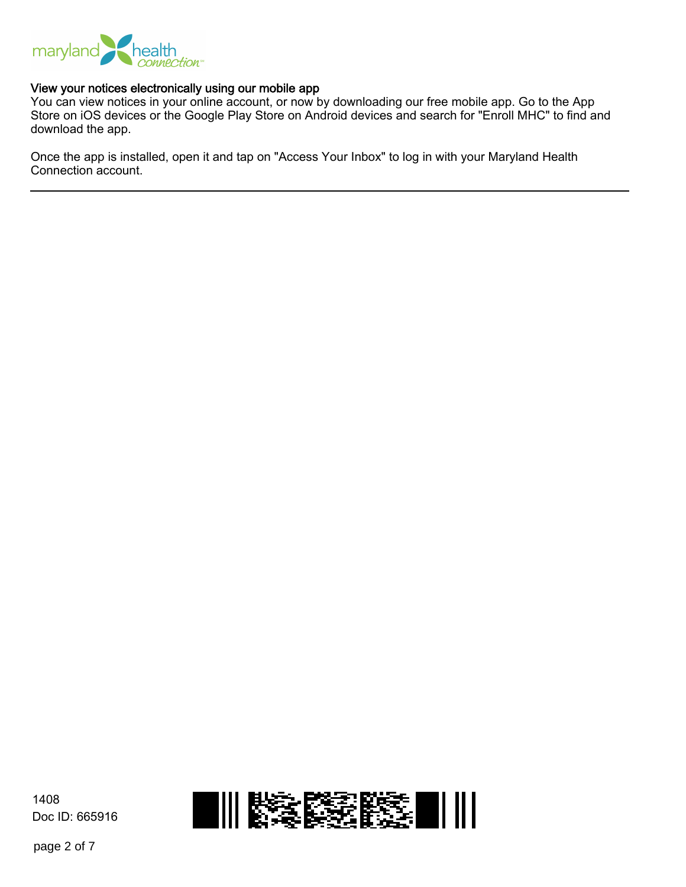### View your notices electronically using our mobile app

You can view notices in your online account, or now by downloading our free mobile app. Go to the App Store on iOS devices or the Google Play Store on Android devices and search for "Enroll MHC" to find and download the app.

Once the app is installed, open it and tap on "Access Your Inbox" to log in with your Maryland Health Connection account.

---

1408
Doc ID: 665916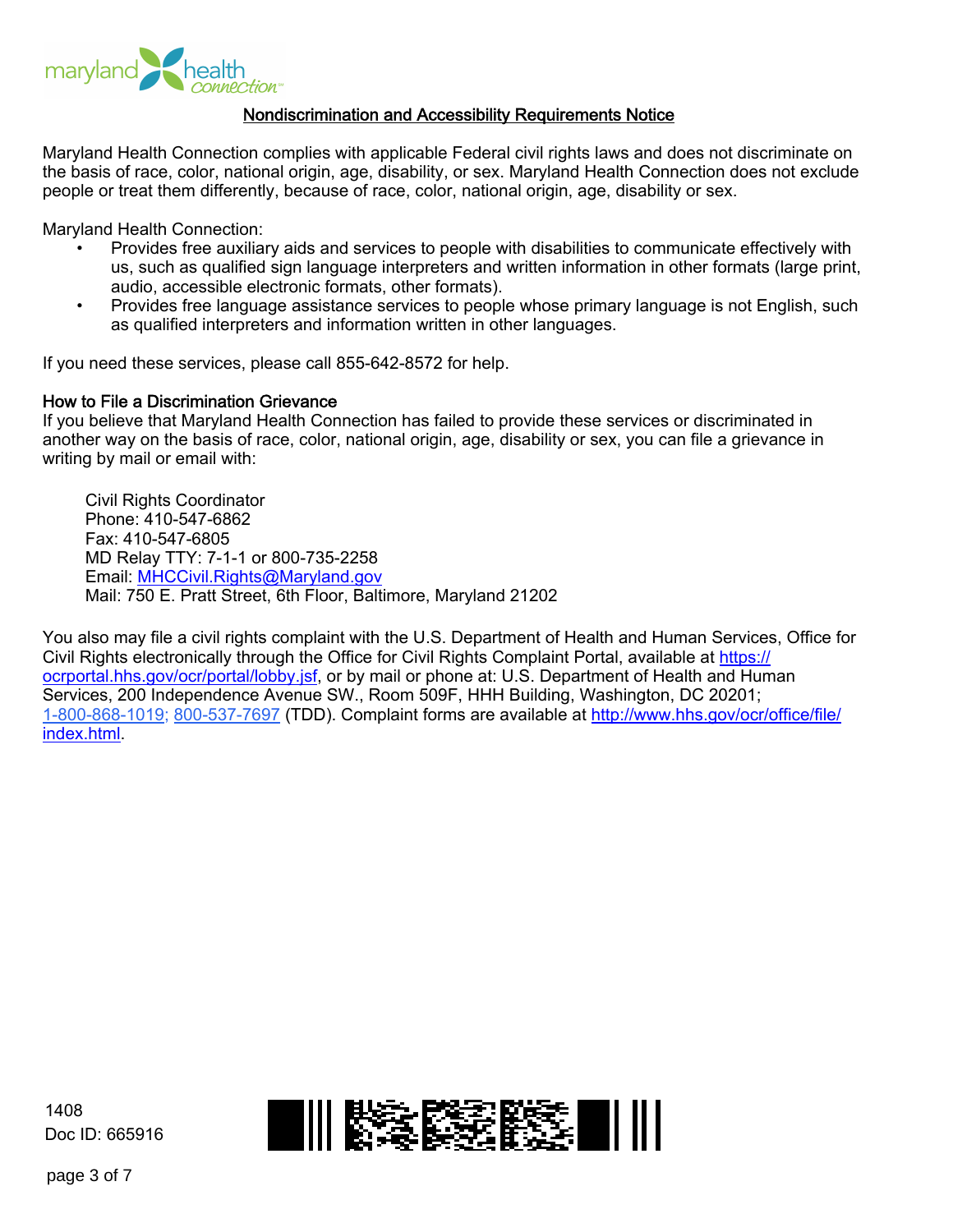## Nondiscrimination and Accessibility Requirements Notice

Maryland Health Connection complies with applicable Federal civil rights laws and does not discriminate on the basis of race, color, national origin, age, disability, or sex. Maryland Health Connection does not exclude people or treat them differently, because of race, color, national origin, age, disability or sex.

Maryland Health Connection:

- Provides free auxiliary aids and services to people with disabilities to communicate effectively with us, such as qualified sign language interpreters and written information in other formats (large print, audio, accessible electronic formats, other formats).
- Provides free language assistance services to people whose primary language is not English, such as qualified interpreters and information written in other languages.

If you need these services, please call 855-642-8572 for help.

### How to File a Discrimination Grievance

If you believe that Maryland Health Connection has failed to provide these services or discriminated in another way on the basis of race, color, national origin, age, disability or sex, you can file a grievance in writing by mail or email with:

Civil Rights Coordinator
Phone: 410-547-6862
Fax: 410-547-6805
MD Relay TTY: 7-1-1 or 800-735-2258
Email: MHCCivil.Rights@Maryland.gov
Mail: 750 E. Pratt Street, 6th Floor, Baltimore, Maryland 21202

You also may file a civil rights complaint with the U.S. Department of Health and Human Services, Office for Civil Rights electronically through the Office for Civil Rights Complaint Portal, available at https://ocrportal.hhs.gov/ocr/portal/lobby.jsf, or by mail or phone at: U.S. Department of Health and Human Services, 200 Independence Avenue SW., Room 509F, HHH Building, Washington, DC 20201; 1-800-868-1019; 800-537-7697 (TDD). Complaint forms are available at http://www.hhs.gov/ocr/office/file/index.html.

1408
Doc ID: 665916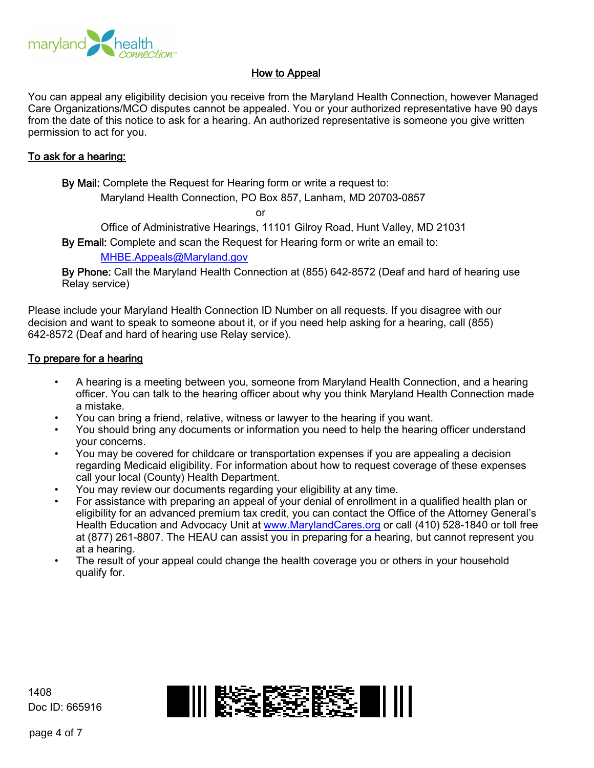# How to Appeal

You can appeal any eligibility decision you receive from the Maryland Health Connection, however Managed Care Organizations/MCO disputes cannot be appealed. You or your authorized representative have 90 days from the date of this notice to ask for a hearing. An authorized representative is someone you give written permission to act for you.

## To ask for a hearing:

**By Mail:** Complete the Request for Hearing form or write a request to:

Maryland Health Connection, PO Box 857, Lanham, MD 20703-0857

or

Office of Administrative Hearings, 11101 Gilroy Road, Hunt Valley, MD 21031

**By Email:** Complete and scan the Request for Hearing form or write an email to:

MHBE.Appeals@Maryland.gov

**By Phone:** Call the Maryland Health Connection at (855) 642-8572 (Deaf and hard of hearing use Relay service)

Please include your Maryland Health Connection ID Number on all requests. If you disagree with our decision and want to speak to someone about it, or if you need help asking for a hearing, call (855) 642-8572 (Deaf and hard of hearing use Relay service).

## To prepare for a hearing

- A hearing is a meeting between you, someone from Maryland Health Connection, and a hearing officer. You can talk to the hearing officer about why you think Maryland Health Connection made a mistake.
- You can bring a friend, relative, witness or lawyer to the hearing if you want.
- You should bring any documents or information you need to help the hearing officer understand your concerns.
- You may be covered for childcare or transportation expenses if you are appealing a decision regarding Medicaid eligibility. For information about how to request coverage of these expenses call your local (County) Health Department.
- You may review our documents regarding your eligibility at any time.
- For assistance with preparing an appeal of your denial of enrollment in a qualified health plan or eligibility for an advanced premium tax credit, you can contact the Office of the Attorney General's Health Education and Advocacy Unit at www.MarylandCares.org or call (410) 528-1840 or toll free at (877) 261-8807. The HEAU can assist you in preparing for a hearing, but cannot represent you at a hearing.
- The result of your appeal could change the health coverage you or others in your household qualify for.

1408
Doc ID: 665916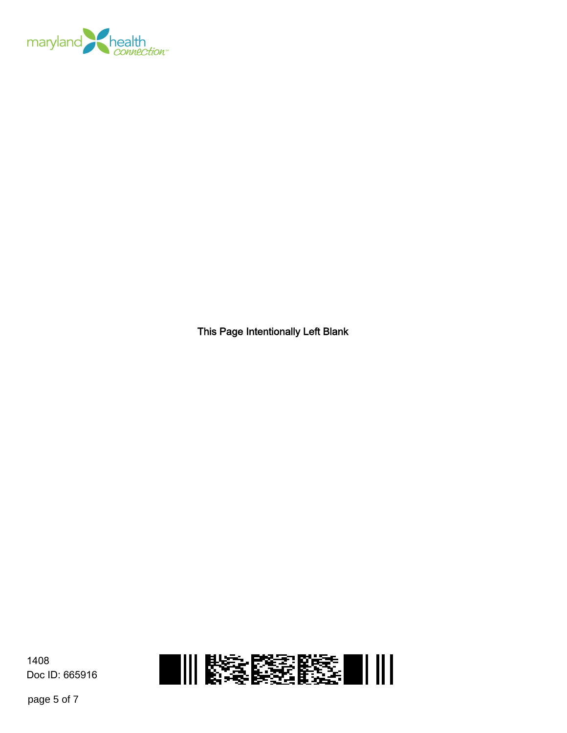This Page Intentionally Left Blank

1408
Doc ID: 665916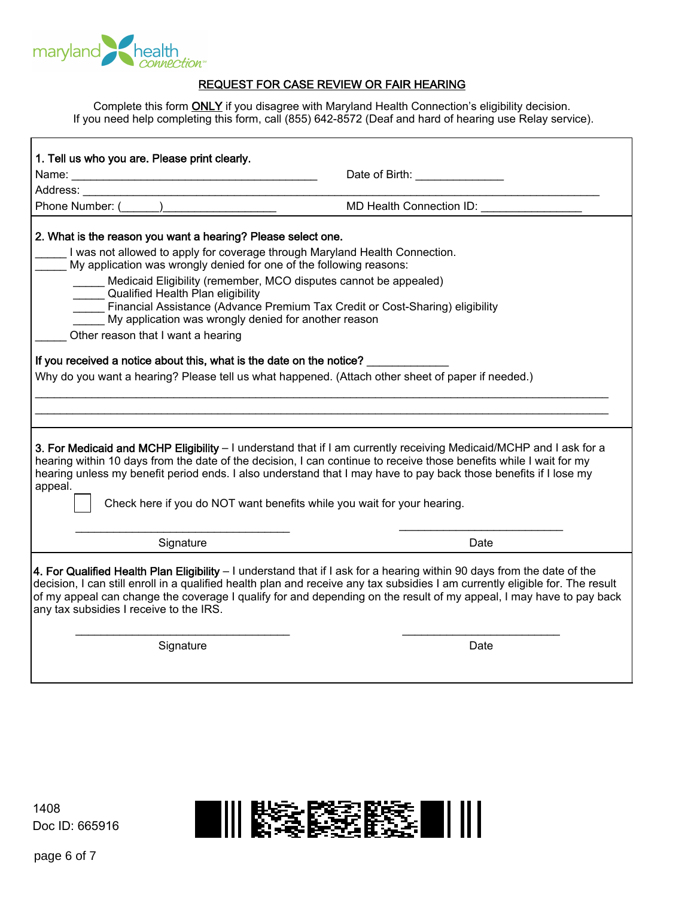## REQUEST FOR CASE REVIEW OR FAIR HEARING

Complete this form **ONLY** if you disagree with Maryland Health Connection's eligibility decision.
If you need help completing this form, call (855) 642-8572 (Deaf and hard of hearing use Relay service).

**1. Tell us who you are. Please print clearly.**

Name: ________________________________________ Date of Birth: ______________

Address: ____________________________________________________________________________________

Phone Number: (______)__________________ MD Health Connection ID: ________________

**2. What is the reason you want a hearing? Please select one.**

_____ I was not allowed to apply for coverage through Maryland Health Connection.
_____ My application was wrongly denied for one of the following reasons:

- _____ Medicaid Eligibility (remember, MCO disputes cannot be appealed)
- _____ Qualified Health Plan eligibility
- _____ Financial Assistance (Advance Premium Tax Credit or Cost-Sharing) eligibility
- _____ My application was wrongly denied for another reason

_____ Other reason that I want a hearing

**If you received a notice about this, what is the date on the notice?** _____________

Why do you want a hearing? Please tell us what happened. (Attach other sheet of paper if needed.)

_____________________________________________________________________________________________

_____________________________________________________________________________________________

**3. For Medicaid and MCHP Eligibility** – I understand that if I am currently receiving Medicaid/MCHP and I ask for a hearing within 10 days from the date of the decision, I can continue to receive those benefits while I wait for my hearing unless my benefit period ends. I also understand that I may have to pay back those benefits if I lose my appeal.

☐ Check here if you do NOT want benefits while you wait for your hearing.

___________________________________ ___________________________
Signature Date

**4. For Qualified Health Plan Eligibility** – I understand that if I ask for a hearing within 90 days from the date of the decision, I can still enroll in a qualified health plan and receive any tax subsidies I am currently eligible for. The result of my appeal can change the coverage I qualify for and depending on the result of my appeal, I may have to pay back any tax subsidies I receive to the IRS.

___________________________________ ___________________________
Signature Date

1408
Doc ID: 665916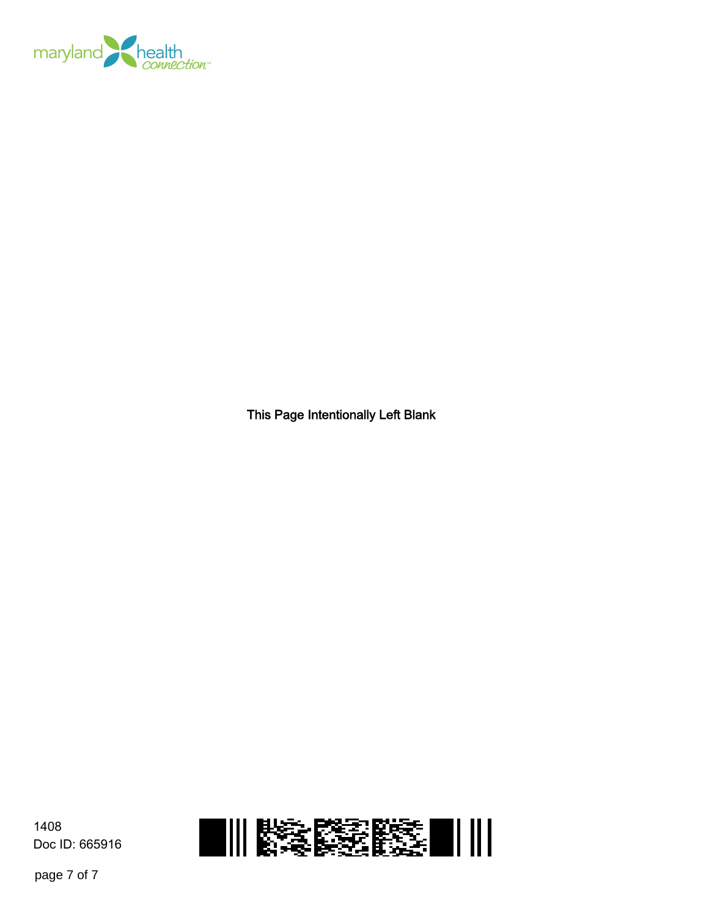This Page Intentionally Left Blank

1408
Doc ID: 665916